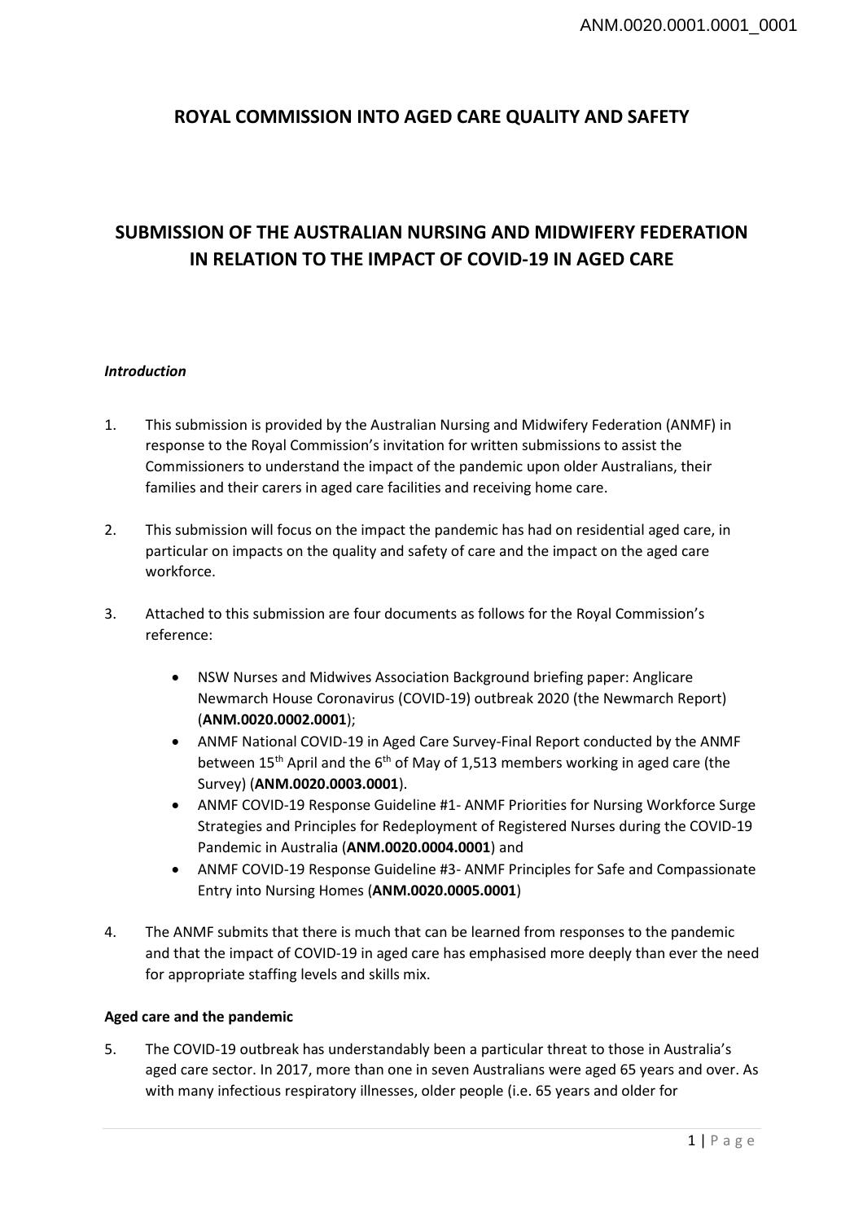# ROYAL COMMISSION INTO AGED CARE QUALITY AND SAFETY

## SUBMISSION OF THE AUSTRALIAN NURSING AND MIDWIFERY FEDERATION IN RELATION TO THE IMPACT OF COVID-19 IN AGED CARE

***Introduction***

1. This submission is provided by the Australian Nursing and Midwifery Federation (ANMF) in response to the Royal Commission's invitation for written submissions to assist the Commissioners to understand the impact of the pandemic upon older Australians, their families and their carers in aged care facilities and receiving home care.

2. This submission will focus on the impact the pandemic has had on residential aged care, in particular on impacts on the quality and safety of care and the impact on the aged care workforce.

3. Attached to this submission are four documents as follows for the Royal Commission's reference:

   - NSW Nurses and Midwives Association Background briefing paper: Anglicare Newmarch House Coronavirus (COVID-19) outbreak 2020 (the Newmarch Report) (**ANM.0020.0002.0001**);
   - ANMF National COVID-19 in Aged Care Survey-Final Report conducted by the ANMF between 15th April and the 6th of May of 1,513 members working in aged care (the Survey) (**ANM.0020.0003.0001**).
   - ANMF COVID-19 Response Guideline #1- ANMF Priorities for Nursing Workforce Surge Strategies and Principles for Redeployment of Registered Nurses during the COVID-19 Pandemic in Australia (**ANM.0020.0004.0001**) and
   - ANMF COVID-19 Response Guideline #3- ANMF Principles for Safe and Compassionate Entry into Nursing Homes (**ANM.0020.0005.0001**)

4. The ANMF submits that there is much that can be learned from responses to the pandemic and that the impact of COVID-19 in aged care has emphasised more deeply than ever the need for appropriate staffing levels and skills mix.

**Aged care and the pandemic**

5. The COVID-19 outbreak has understandably been a particular threat to those in Australia's aged care sector. In 2017, more than one in seven Australians were aged 65 years and over. As with many infectious respiratory illnesses, older people (i.e. 65 years and older for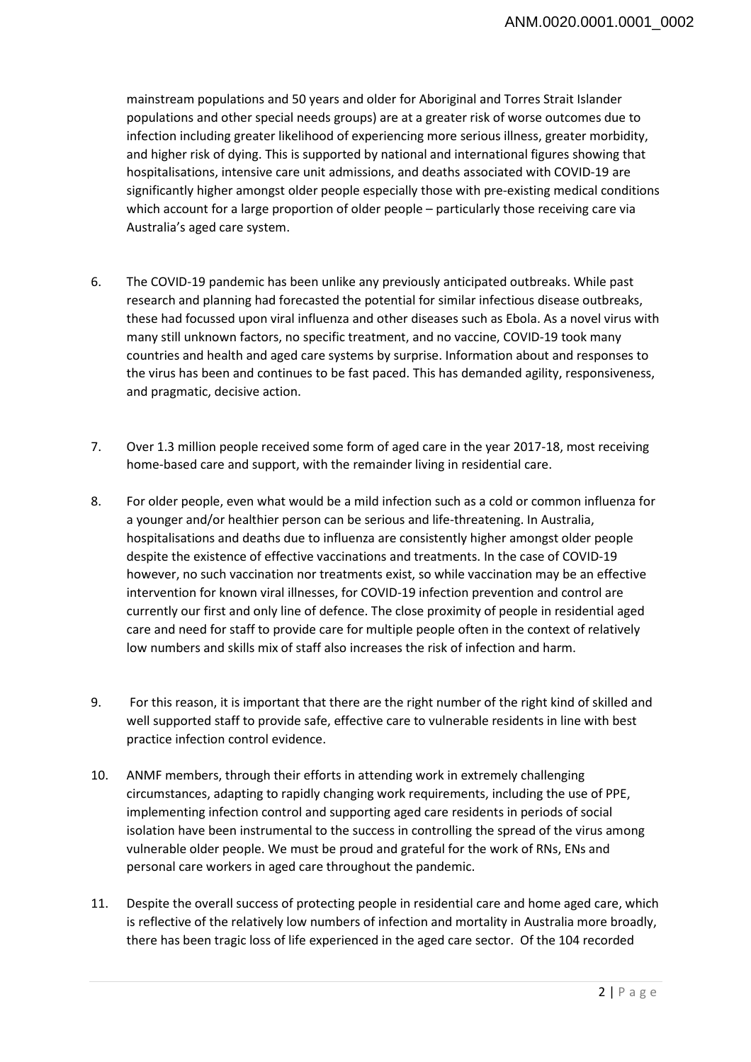mainstream populations and 50 years and older for Aboriginal and Torres Strait Islander populations and other special needs groups) are at a greater risk of worse outcomes due to infection including greater likelihood of experiencing more serious illness, greater morbidity, and higher risk of dying. This is supported by national and international figures showing that hospitalisations, intensive care unit admissions, and deaths associated with COVID-19 are significantly higher amongst older people especially those with pre-existing medical conditions which account for a large proportion of older people – particularly those receiving care via Australia's aged care system.

6. The COVID-19 pandemic has been unlike any previously anticipated outbreaks. While past research and planning had forecasted the potential for similar infectious disease outbreaks, these had focussed upon viral influenza and other diseases such as Ebola. As a novel virus with many still unknown factors, no specific treatment, and no vaccine, COVID-19 took many countries and health and aged care systems by surprise. Information about and responses to the virus has been and continues to be fast paced. This has demanded agility, responsiveness, and pragmatic, decisive action.

7. Over 1.3 million people received some form of aged care in the year 2017-18, most receiving home-based care and support, with the remainder living in residential care.

8. For older people, even what would be a mild infection such as a cold or common influenza for a younger and/or healthier person can be serious and life-threatening. In Australia, hospitalisations and deaths due to influenza are consistently higher amongst older people despite the existence of effective vaccinations and treatments. In the case of COVID-19 however, no such vaccination nor treatments exist, so while vaccination may be an effective intervention for known viral illnesses, for COVID-19 infection prevention and control are currently our first and only line of defence. The close proximity of people in residential aged care and need for staff to provide care for multiple people often in the context of relatively low numbers and skills mix of staff also increases the risk of infection and harm.

9. For this reason, it is important that there are the right number of the right kind of skilled and well supported staff to provide safe, effective care to vulnerable residents in line with best practice infection control evidence.

10. ANMF members, through their efforts in attending work in extremely challenging circumstances, adapting to rapidly changing work requirements, including the use of PPE, implementing infection control and supporting aged care residents in periods of social isolation have been instrumental to the success in controlling the spread of the virus among vulnerable older people. We must be proud and grateful for the work of RNs, ENs and personal care workers in aged care throughout the pandemic.

11. Despite the overall success of protecting people in residential care and home aged care, which is reflective of the relatively low numbers of infection and mortality in Australia more broadly, there has been tragic loss of life experienced in the aged care sector. Of the 104 recorded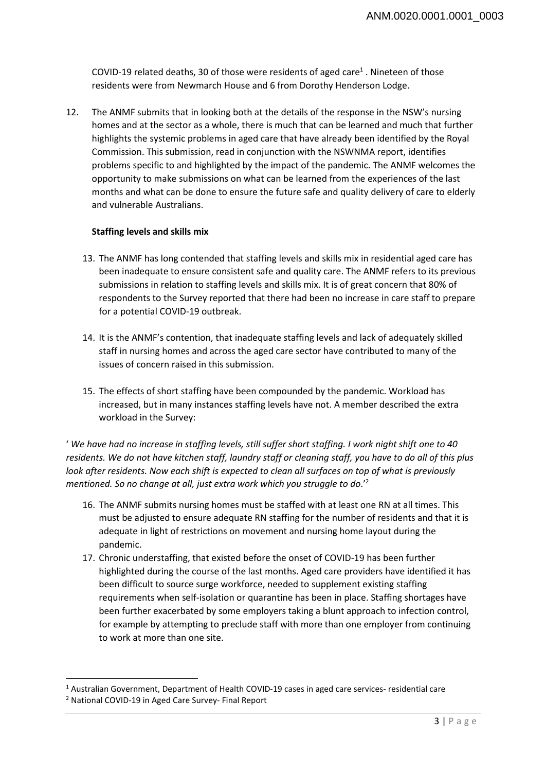COVID-19 related deaths, 30 of those were residents of aged care[1] . Nineteen of those residents were from Newmarch House and 6 from Dorothy Henderson Lodge.

12. The ANMF submits that in looking both at the details of the response in the NSW's nursing homes and at the sector as a whole, there is much that can be learned and much that further highlights the systemic problems in aged care that have already been identified by the Royal Commission. This submission, read in conjunction with the NSWNMA report, identifies problems specific to and highlighted by the impact of the pandemic. The ANMF welcomes the opportunity to make submissions on what can be learned from the experiences of the last months and what can be done to ensure the future safe and quality delivery of care to elderly and vulnerable Australians.

**Staffing levels and skills mix**

13. The ANMF has long contended that staffing levels and skills mix in residential aged care has been inadequate to ensure consistent safe and quality care. The ANMF refers to its previous submissions in relation to staffing levels and skills mix. It is of great concern that 80% of respondents to the Survey reported that there had been no increase in care staff to prepare for a potential COVID-19 outbreak.

14. It is the ANMF's contention, that inadequate staffing levels and lack of adequately skilled staff in nursing homes and across the aged care sector have contributed to many of the issues of concern raised in this submission.

15. The effects of short staffing have been compounded by the pandemic. Workload has increased, but in many instances staffing levels have not. A member described the extra workload in the Survey:

' *We have had no increase in staffing levels, still suffer short staffing. I work night shift one to 40 residents. We do not have kitchen staff, laundry staff or cleaning staff, you have to do all of this plus look after residents. Now each shift is expected to clean all surfaces on top of what is previously mentioned. So no change at all, just extra work which you struggle to do*.'[2]

16. The ANMF submits nursing homes must be staffed with at least one RN at all times. This must be adjusted to ensure adequate RN staffing for the number of residents and that it is adequate in light of restrictions on movement and nursing home layout during the pandemic.
17. Chronic understaffing, that existed before the onset of COVID-19 has been further highlighted during the course of the last months. Aged care providers have identified it has been difficult to source surge workforce, needed to supplement existing staffing requirements when self-isolation or quarantine has been in place. Staffing shortages have been further exacerbated by some employers taking a blunt approach to infection control, for example by attempting to preclude staff with more than one employer from continuing to work at more than one site.

---

[1] Australian Government, Department of Health COVID-19 cases in aged care services- residential care

[2] National COVID-19 in Aged Care Survey- Final Report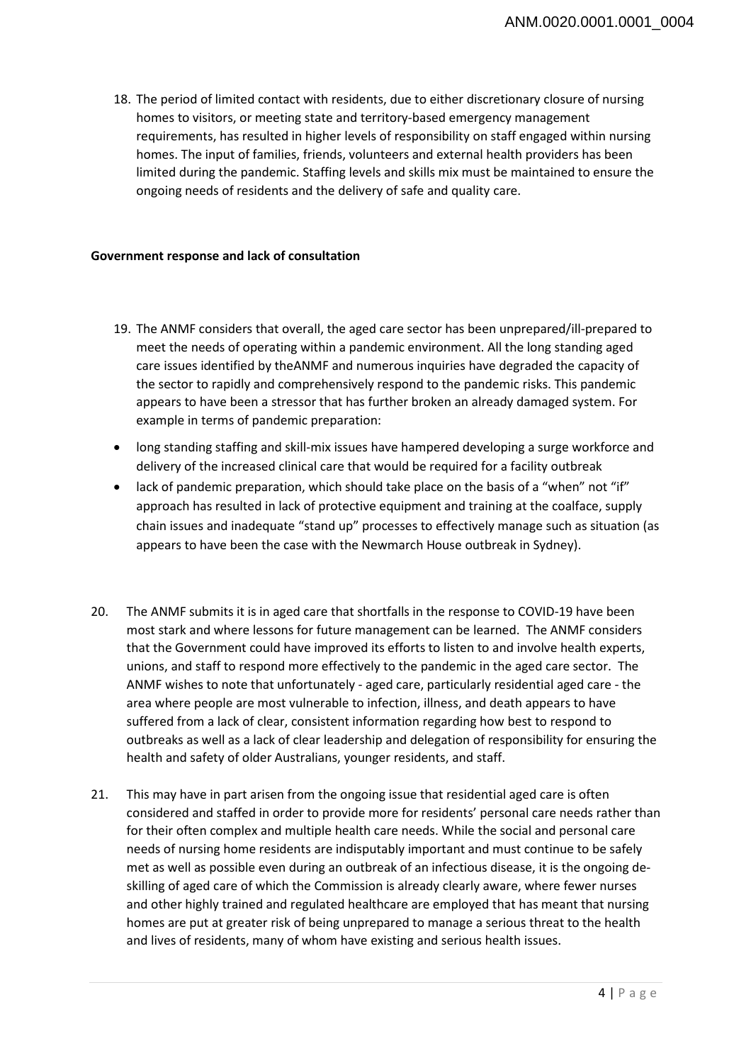18. The period of limited contact with residents, due to either discretionary closure of nursing homes to visitors, or meeting state and territory-based emergency management requirements, has resulted in higher levels of responsibility on staff engaged within nursing homes. The input of families, friends, volunteers and external health providers has been limited during the pandemic. Staffing levels and skills mix must be maintained to ensure the ongoing needs of residents and the delivery of safe and quality care.

**Government response and lack of consultation**

19. The ANMF considers that overall, the aged care sector has been unprepared/ill-prepared to meet the needs of operating within a pandemic environment. All the long standing aged care issues identified by theANMF and numerous inquiries have degraded the capacity of the sector to rapidly and comprehensively respond to the pandemic risks. This pandemic appears to have been a stressor that has further broken an already damaged system. For example in terms of pandemic preparation:

- long standing staffing and skill-mix issues have hampered developing a surge workforce and delivery of the increased clinical care that would be required for a facility outbreak
- lack of pandemic preparation, which should take place on the basis of a "when" not "if" approach has resulted in lack of protective equipment and training at the coalface, supply chain issues and inadequate "stand up" processes to effectively manage such as situation (as appears to have been the case with the Newmarch House outbreak in Sydney).

20. The ANMF submits it is in aged care that shortfalls in the response to COVID-19 have been most stark and where lessons for future management can be learned. The ANMF considers that the Government could have improved its efforts to listen to and involve health experts, unions, and staff to respond more effectively to the pandemic in the aged care sector. The ANMF wishes to note that unfortunately - aged care, particularly residential aged care - the area where people are most vulnerable to infection, illness, and death appears to have suffered from a lack of clear, consistent information regarding how best to respond to outbreaks as well as a lack of clear leadership and delegation of responsibility for ensuring the health and safety of older Australians, younger residents, and staff.

21. This may have in part arisen from the ongoing issue that residential aged care is often considered and staffed in order to provide more for residents' personal care needs rather than for their often complex and multiple health care needs. While the social and personal care needs of nursing home residents are indisputably important and must continue to be safely met as well as possible even during an outbreak of an infectious disease, it is the ongoing de-skilling of aged care of which the Commission is already clearly aware, where fewer nurses and other highly trained and regulated healthcare are employed that has meant that nursing homes are put at greater risk of being unprepared to manage a serious threat to the health and lives of residents, many of whom have existing and serious health issues.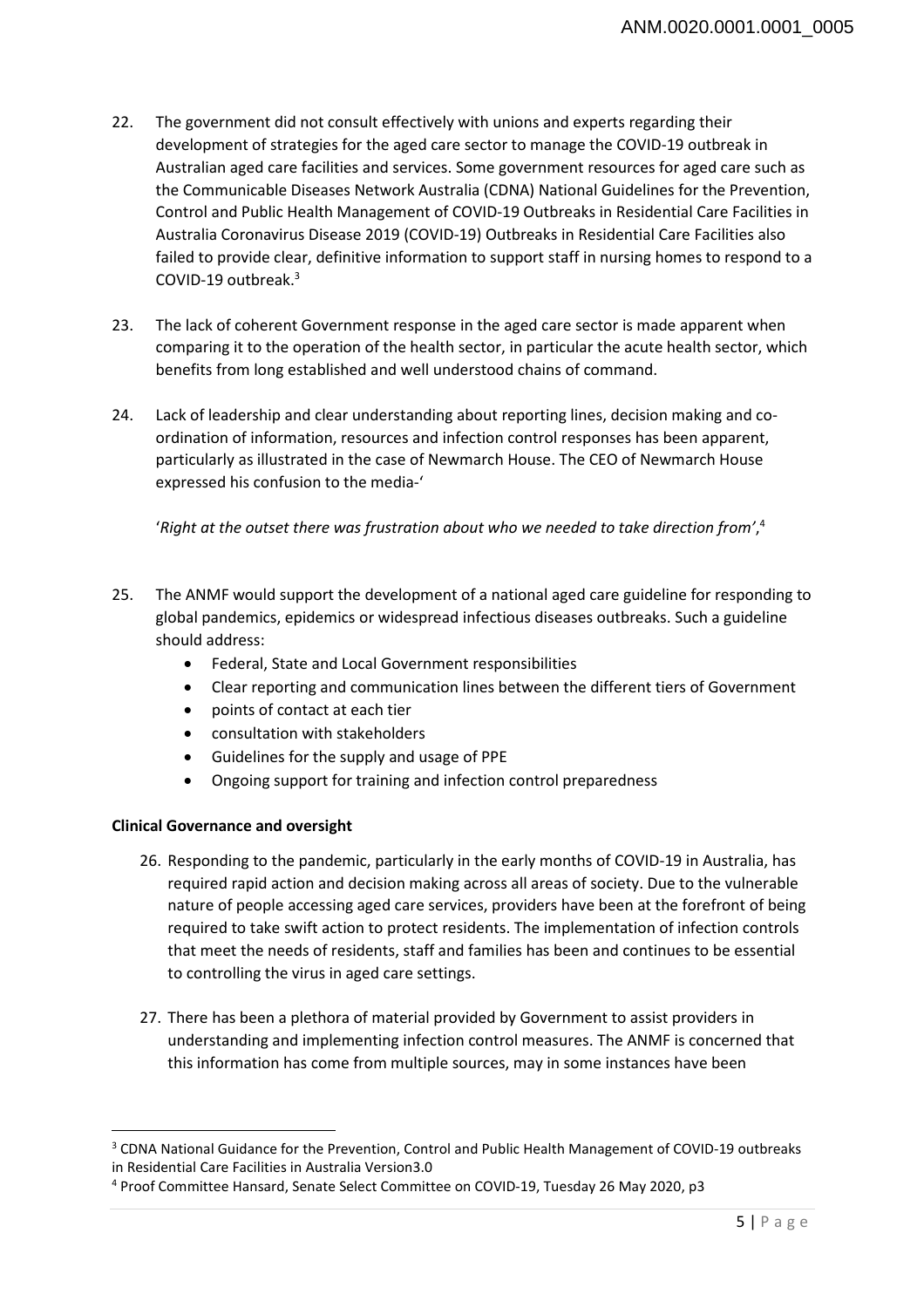22. The government did not consult effectively with unions and experts regarding their development of strategies for the aged care sector to manage the COVID-19 outbreak in Australian aged care facilities and services. Some government resources for aged care such as the Communicable Diseases Network Australia (CDNA) National Guidelines for the Prevention, Control and Public Health Management of COVID-19 Outbreaks in Residential Care Facilities in Australia Coronavirus Disease 2019 (COVID-19) Outbreaks in Residential Care Facilities also failed to provide clear, definitive information to support staff in nursing homes to respond to a COVID-19 outbreak.[3]

23. The lack of coherent Government response in the aged care sector is made apparent when comparing it to the operation of the health sector, in particular the acute health sector, which benefits from long established and well understood chains of command.

24. Lack of leadership and clear understanding about reporting lines, decision making and co-ordination of information, resources and infection control responses has been apparent, particularly as illustrated in the case of Newmarch House. The CEO of Newmarch House expressed his confusion to the media-'

   '*Right at the outset there was frustration about who we needed to take direction from'*,[4]

25. The ANMF would support the development of a national aged care guideline for responding to global pandemics, epidemics or widespread infectious diseases outbreaks. Such a guideline should address:
    - Federal, State and Local Government responsibilities
    - Clear reporting and communication lines between the different tiers of Government
    - points of contact at each tier
    - consultation with stakeholders
    - Guidelines for the supply and usage of PPE
    - Ongoing support for training and infection control preparedness

**Clinical Governance and oversight**

26. Responding to the pandemic, particularly in the early months of COVID-19 in Australia, has required rapid action and decision making across all areas of society. Due to the vulnerable nature of people accessing aged care services, providers have been at the forefront of being required to take swift action to protect residents. The implementation of infection controls that meet the needs of residents, staff and families has been and continues to be essential to controlling the virus in aged care settings.

27. There has been a plethora of material provided by Government to assist providers in understanding and implementing infection control measures. The ANMF is concerned that this information has come from multiple sources, may in some instances have been

---

[3] CDNA National Guidance for the Prevention, Control and Public Health Management of COVID-19 outbreaks in Residential Care Facilities in Australia Version3.0

[4] Proof Committee Hansard, Senate Select Committee on COVID-19, Tuesday 26 May 2020, p3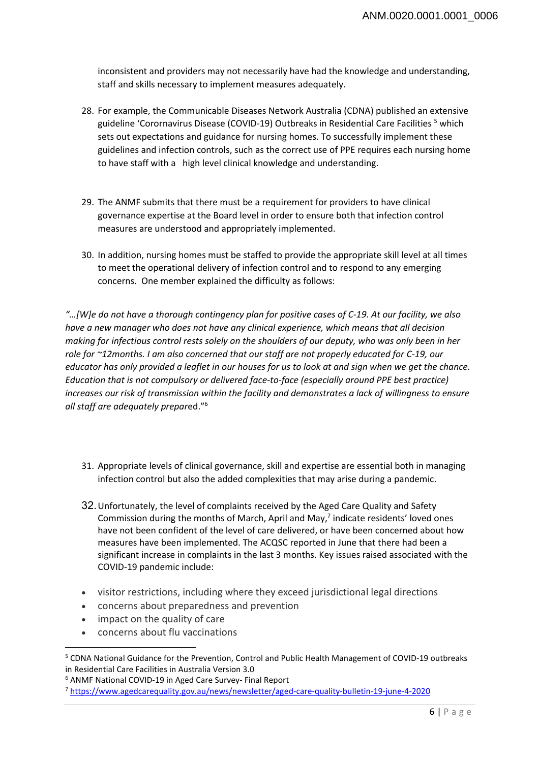inconsistent and providers may not necessarily have had the knowledge and understanding, staff and skills necessary to implement measures adequately.

28. For example, the Communicable Diseases Network Australia (CDNA) published an extensive guideline 'Corornavirus Disease (COVID-19) Outbreaks in Residential Care Facilities [5] which sets out expectations and guidance for nursing homes. To successfully implement these guidelines and infection controls, such as the correct use of PPE requires each nursing home to have staff with a high level clinical knowledge and understanding.

29. The ANMF submits that there must be a requirement for providers to have clinical governance expertise at the Board level in order to ensure both that infection control measures are understood and appropriately implemented.

30. In addition, nursing homes must be staffed to provide the appropriate skill level at all times to meet the operational delivery of infection control and to respond to any emerging concerns. One member explained the difficulty as follows:

*"…[W]e do not have a thorough contingency plan for positive cases of C-19. At our facility, we also have a new manager who does not have any clinical experience, which means that all decision making for infectious control rests solely on the shoulders of our deputy, who was only been in her role for ~12months. I am also concerned that our staff are not properly educated for C-19, our educator has only provided a leaflet in our houses for us to look at and sign when we get the chance. Education that is not compulsory or delivered face-to-face (especially around PPE best practice) increases our risk of transmission within the facility and demonstrates a lack of willingness to ensure all staff are adequately prepared."*[6]

31. Appropriate levels of clinical governance, skill and expertise are essential both in managing infection control but also the added complexities that may arise during a pandemic.

32. Unfortunately, the level of complaints received by the Aged Care Quality and Safety Commission during the months of March, April and May,[7] indicate residents' loved ones have not been confident of the level of care delivered, or have been concerned about how measures have been implemented. The ACQSC reported in June that there had been a significant increase in complaints in the last 3 months. Key issues raised associated with the COVID-19 pandemic include:

- visitor restrictions, including where they exceed jurisdictional legal directions
- concerns about preparedness and prevention
- impact on the quality of care
- concerns about flu vaccinations

---

[5] CDNA National Guidance for the Prevention, Control and Public Health Management of COVID-19 outbreaks in Residential Care Facilities in Australia Version 3.0

[6] ANMF National COVID-19 in Aged Care Survey- Final Report

[7] https://www.agedcarequality.gov.au/news/newsletter/aged-care-quality-bulletin-19-june-4-2020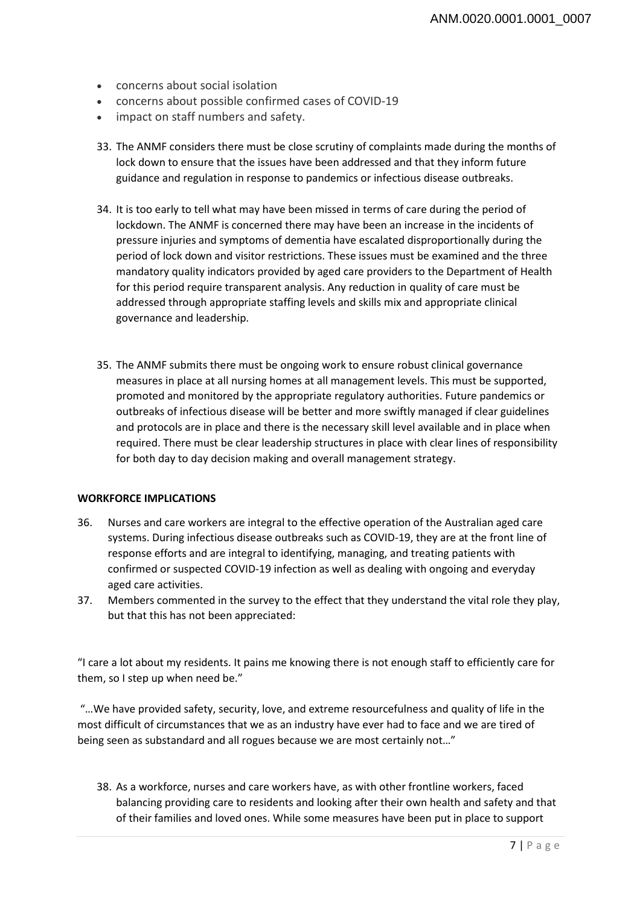- concerns about social isolation
- concerns about possible confirmed cases of COVID-19
- impact on staff numbers and safety.

33. The ANMF considers there must be close scrutiny of complaints made during the months of lock down to ensure that the issues have been addressed and that they inform future guidance and regulation in response to pandemics or infectious disease outbreaks.

34. It is too early to tell what may have been missed in terms of care during the period of lockdown. The ANMF is concerned there may have been an increase in the incidents of pressure injuries and symptoms of dementia have escalated disproportionally during the period of lock down and visitor restrictions. These issues must be examined and the three mandatory quality indicators provided by aged care providers to the Department of Health for this period require transparent analysis. Any reduction in quality of care must be addressed through appropriate staffing levels and skills mix and appropriate clinical governance and leadership.

35. The ANMF submits there must be ongoing work to ensure robust clinical governance measures in place at all nursing homes at all management levels. This must be supported, promoted and monitored by the appropriate regulatory authorities. Future pandemics or outbreaks of infectious disease will be better and more swiftly managed if clear guidelines and protocols are in place and there is the necessary skill level available and in place when required. There must be clear leadership structures in place with clear lines of responsibility for both day to day decision making and overall management strategy.

**WORKFORCE IMPLICATIONS**

36. Nurses and care workers are integral to the effective operation of the Australian aged care systems. During infectious disease outbreaks such as COVID-19, they are at the front line of response efforts and are integral to identifying, managing, and treating patients with confirmed or suspected COVID-19 infection as well as dealing with ongoing and everyday aged care activities.
37. Members commented in the survey to the effect that they understand the vital role they play, but that this has not been appreciated:

"I care a lot about my residents. It pains me knowing there is not enough staff to efficiently care for them, so I step up when need be."

"…We have provided safety, security, love, and extreme resourcefulness and quality of life in the most difficult of circumstances that we as an industry have ever had to face and we are tired of being seen as substandard and all rogues because we are most certainly not…"

38. As a workforce, nurses and care workers have, as with other frontline workers, faced balancing providing care to residents and looking after their own health and safety and that of their families and loved ones. While some measures have been put in place to support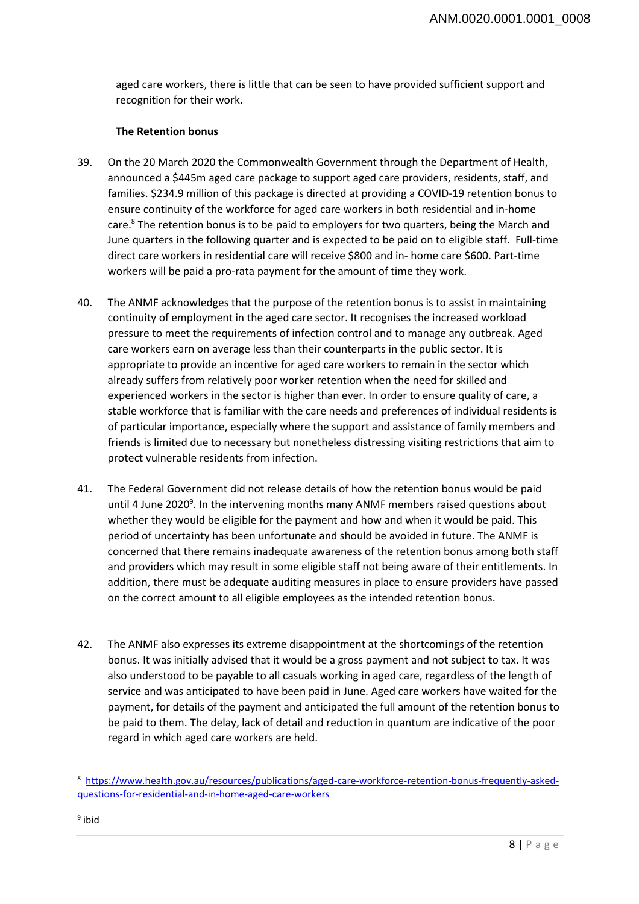aged care workers, there is little that can be seen to have provided sufficient support and recognition for their work.

**The Retention bonus**

39. On the 20 March 2020 the Commonwealth Government through the Department of Health, announced a $445m aged care package to support aged care providers, residents, staff, and families. $234.9 million of this package is directed at providing a COVID-19 retention bonus to ensure continuity of the workforce for aged care workers in both residential and in-home care.[8] The retention bonus is to be paid to employers for two quarters, being the March and June quarters in the following quarter and is expected to be paid on to eligible staff. Full-time direct care workers in residential care will receive $800 and in- home care $600. Part-time workers will be paid a pro-rata payment for the amount of time they work.

40. The ANMF acknowledges that the purpose of the retention bonus is to assist in maintaining continuity of employment in the aged care sector. It recognises the increased workload pressure to meet the requirements of infection control and to manage any outbreak. Aged care workers earn on average less than their counterparts in the public sector. It is appropriate to provide an incentive for aged care workers to remain in the sector which already suffers from relatively poor worker retention when the need for skilled and experienced workers in the sector is higher than ever. In order to ensure quality of care, a stable workforce that is familiar with the care needs and preferences of individual residents is of particular importance, especially where the support and assistance of family members and friends is limited due to necessary but nonetheless distressing visiting restrictions that aim to protect vulnerable residents from infection.

41. The Federal Government did not release details of how the retention bonus would be paid until 4 June 2020[9]. In the intervening months many ANMF members raised questions about whether they would be eligible for the payment and how and when it would be paid. This period of uncertainty has been unfortunate and should be avoided in future. The ANMF is concerned that there remains inadequate awareness of the retention bonus among both staff and providers which may result in some eligible staff not being aware of their entitlements. In addition, there must be adequate auditing measures in place to ensure providers have passed on the correct amount to all eligible employees as the intended retention bonus.

42. The ANMF also expresses its extreme disappointment at the shortcomings of the retention bonus. It was initially advised that it would be a gross payment and not subject to tax. It was also understood to be payable to all casuals working in aged care, regardless of the length of service and was anticipated to have been paid in June. Aged care workers have waited for the payment, for details of the payment and anticipated the full amount of the retention bonus to be paid to them. The delay, lack of detail and reduction in quantum are indicative of the poor regard in which aged care workers are held.

---

[8] https://www.health.gov.au/resources/publications/aged-care-workforce-retention-bonus-frequently-asked-questions-for-residential-and-in-home-aged-care-workers

[9] ibid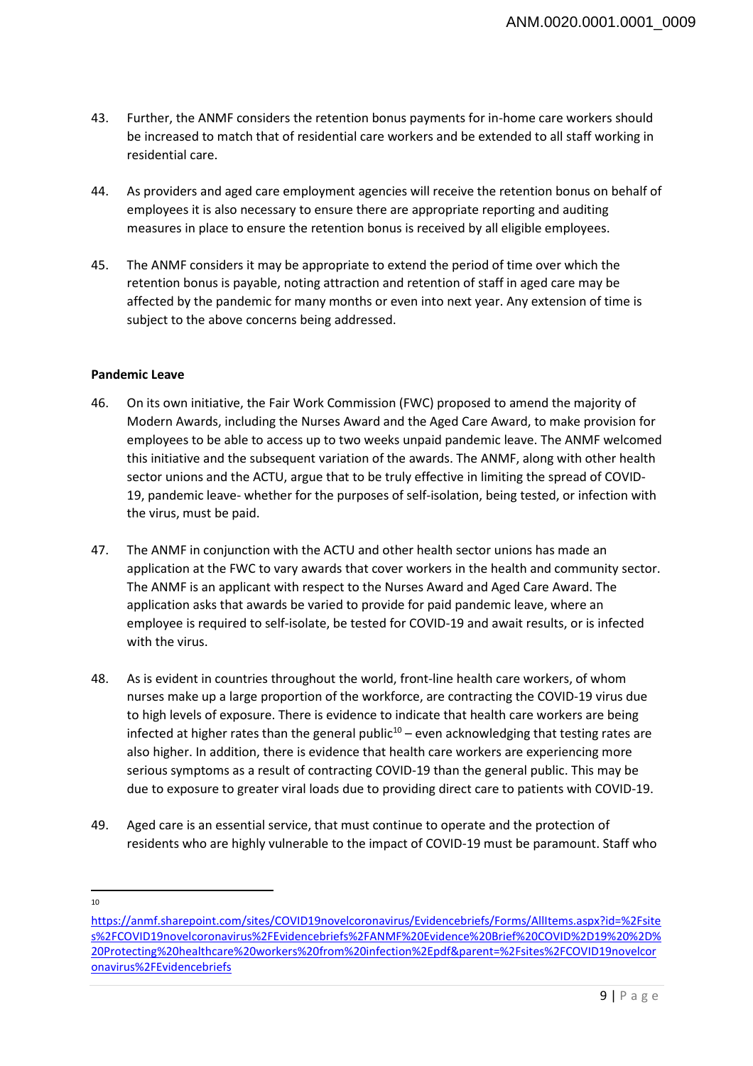43. Further, the ANMF considers the retention bonus payments for in-home care workers should be increased to match that of residential care workers and be extended to all staff working in residential care.

44. As providers and aged care employment agencies will receive the retention bonus on behalf of employees it is also necessary to ensure there are appropriate reporting and auditing measures in place to ensure the retention bonus is received by all eligible employees.

45. The ANMF considers it may be appropriate to extend the period of time over which the retention bonus is payable, noting attraction and retention of staff in aged care may be affected by the pandemic for many months or even into next year. Any extension of time is subject to the above concerns being addressed.

**Pandemic Leave**

46. On its own initiative, the Fair Work Commission (FWC) proposed to amend the majority of Modern Awards, including the Nurses Award and the Aged Care Award, to make provision for employees to be able to access up to two weeks unpaid pandemic leave. The ANMF welcomed this initiative and the subsequent variation of the awards. The ANMF, along with other health sector unions and the ACTU, argue that to be truly effective in limiting the spread of COVID-19, pandemic leave- whether for the purposes of self-isolation, being tested, or infection with the virus, must be paid.

47. The ANMF in conjunction with the ACTU and other health sector unions has made an application at the FWC to vary awards that cover workers in the health and community sector. The ANMF is an applicant with respect to the Nurses Award and Aged Care Award. The application asks that awards be varied to provide for paid pandemic leave, where an employee is required to self-isolate, be tested for COVID-19 and await results, or is infected with the virus.

48. As is evident in countries throughout the world, front-line health care workers, of whom nurses make up a large proportion of the workforce, are contracting the COVID-19 virus due to high levels of exposure. There is evidence to indicate that health care workers are being infected at higher rates than the general public[10] – even acknowledging that testing rates are also higher. In addition, there is evidence that health care workers are experiencing more serious symptoms as a result of contracting COVID-19 than the general public. This may be due to exposure to greater viral loads due to providing direct care to patients with COVID-19.

49. Aged care is an essential service, that must continue to operate and the protection of residents who are highly vulnerable to the impact of COVID-19 must be paramount. Staff who

---

[10] https://anmf.sharepoint.com/sites/COVID19novelcoronavirus/Evidencebriefs/Forms/AllItems.aspx?id=%2Fsites%2FCOVID19novelcoronavirus%2FEvidencebriefs%2FANMF%20Evidence%20Brief%20COVID%2D19%20%2D%20Protecting%20healthcare%20workers%20from%20infection%2Epdf&parent=%2Fsites%2FCOVID19novelcoronavirus%2FEvidencebriefs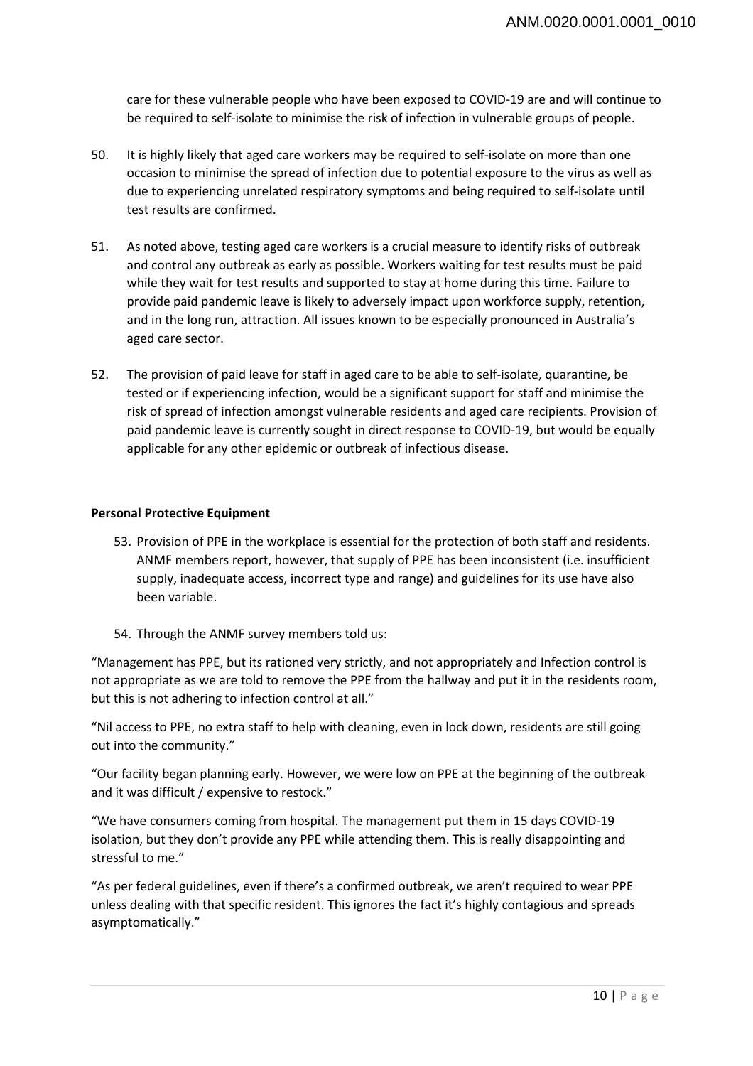care for these vulnerable people who have been exposed to COVID-19 are and will continue to be required to self-isolate to minimise the risk of infection in vulnerable groups of people.

50. It is highly likely that aged care workers may be required to self-isolate on more than one occasion to minimise the spread of infection due to potential exposure to the virus as well as due to experiencing unrelated respiratory symptoms and being required to self-isolate until test results are confirmed.

51. As noted above, testing aged care workers is a crucial measure to identify risks of outbreak and control any outbreak as early as possible. Workers waiting for test results must be paid while they wait for test results and supported to stay at home during this time. Failure to provide paid pandemic leave is likely to adversely impact upon workforce supply, retention, and in the long run, attraction. All issues known to be especially pronounced in Australia's aged care sector.

52. The provision of paid leave for staff in aged care to be able to self-isolate, quarantine, be tested or if experiencing infection, would be a significant support for staff and minimise the risk of spread of infection amongst vulnerable residents and aged care recipients. Provision of paid pandemic leave is currently sought in direct response to COVID-19, but would be equally applicable for any other epidemic or outbreak of infectious disease.

**Personal Protective Equipment**

53. Provision of PPE in the workplace is essential for the protection of both staff and residents. ANMF members report, however, that supply of PPE has been inconsistent (i.e. insufficient supply, inadequate access, incorrect type and range) and guidelines for its use have also been variable.

54. Through the ANMF survey members told us:

"Management has PPE, but its rationed very strictly, and not appropriately and Infection control is not appropriate as we are told to remove the PPE from the hallway and put it in the residents room, but this is not adhering to infection control at all."

"Nil access to PPE, no extra staff to help with cleaning, even in lock down, residents are still going out into the community."

"Our facility began planning early. However, we were low on PPE at the beginning of the outbreak and it was difficult / expensive to restock."

"We have consumers coming from hospital. The management put them in 15 days COVID-19 isolation, but they don't provide any PPE while attending them. This is really disappointing and stressful to me."

"As per federal guidelines, even if there's a confirmed outbreak, we aren't required to wear PPE unless dealing with that specific resident. This ignores the fact it's highly contagious and spreads asymptomatically."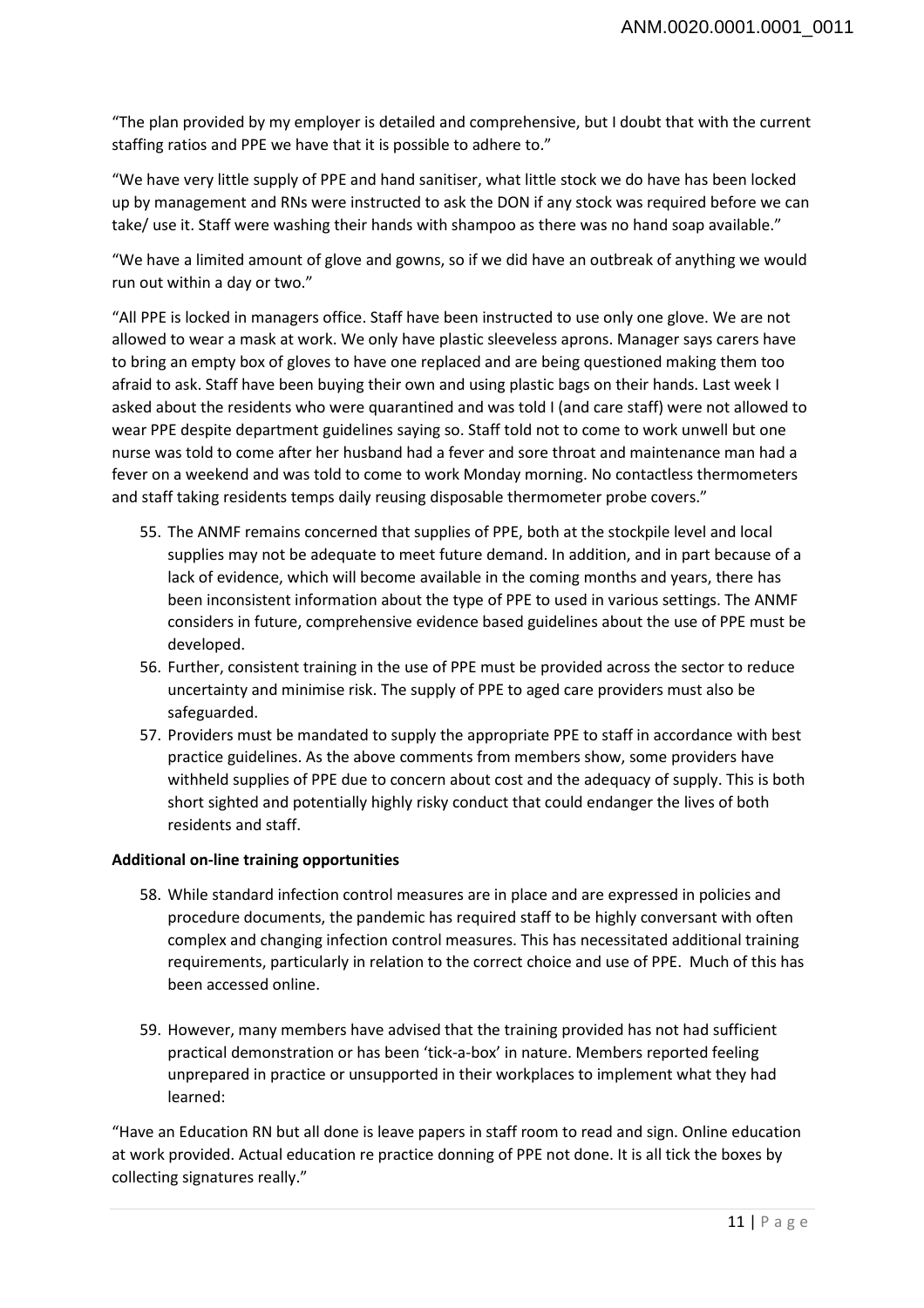"The plan provided by my employer is detailed and comprehensive, but I doubt that with the current staffing ratios and PPE we have that it is possible to adhere to."

"We have very little supply of PPE and hand sanitiser, what little stock we do have has been locked up by management and RNs were instructed to ask the DON if any stock was required before we can take/ use it. Staff were washing their hands with shampoo as there was no hand soap available."

"We have a limited amount of glove and gowns, so if we did have an outbreak of anything we would run out within a day or two."

"All PPE is locked in managers office. Staff have been instructed to use only one glove. We are not allowed to wear a mask at work. We only have plastic sleeveless aprons. Manager says carers have to bring an empty box of gloves to have one replaced and are being questioned making them too afraid to ask. Staff have been buying their own and using plastic bags on their hands. Last week I asked about the residents who were quarantined and was told I (and care staff) were not allowed to wear PPE despite department guidelines saying so. Staff told not to come to work unwell but one nurse was told to come after her husband had a fever and sore throat and maintenance man had a fever on a weekend and was told to come to work Monday morning. No contactless thermometers and staff taking residents temps daily reusing disposable thermometer probe covers."

55. The ANMF remains concerned that supplies of PPE, both at the stockpile level and local supplies may not be adequate to meet future demand. In addition, and in part because of a lack of evidence, which will become available in the coming months and years, there has been inconsistent information about the type of PPE to used in various settings. The ANMF considers in future, comprehensive evidence based guidelines about the use of PPE must be developed.
56. Further, consistent training in the use of PPE must be provided across the sector to reduce uncertainty and minimise risk. The supply of PPE to aged care providers must also be safeguarded.
57. Providers must be mandated to supply the appropriate PPE to staff in accordance with best practice guidelines. As the above comments from members show, some providers have withheld supplies of PPE due to concern about cost and the adequacy of supply. This is both short sighted and potentially highly risky conduct that could endanger the lives of both residents and staff.

**Additional on-line training opportunities**

58. While standard infection control measures are in place and are expressed in policies and procedure documents, the pandemic has required staff to be highly conversant with often complex and changing infection control measures. This has necessitated additional training requirements, particularly in relation to the correct choice and use of PPE. Much of this has been accessed online.

59. However, many members have advised that the training provided has not had sufficient practical demonstration or has been 'tick-a-box' in nature. Members reported feeling unprepared in practice or unsupported in their workplaces to implement what they had learned:

"Have an Education RN but all done is leave papers in staff room to read and sign. Online education at work provided. Actual education re practice donning of PPE not done. It is all tick the boxes by collecting signatures really."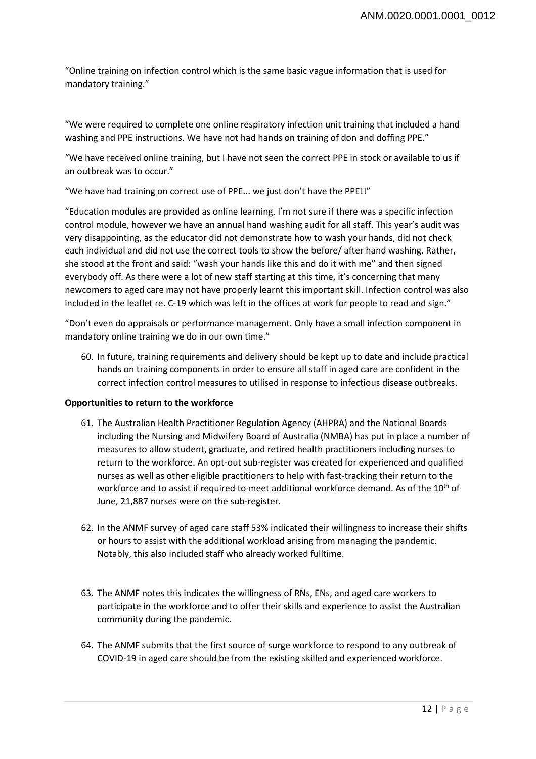"Online training on infection control which is the same basic vague information that is used for mandatory training."

"We were required to complete one online respiratory infection unit training that included a hand washing and PPE instructions. We have not had hands on training of don and doffing PPE."

"We have received online training, but I have not seen the correct PPE in stock or available to us if an outbreak was to occur."

"We have had training on correct use of PPE... we just don't have the PPE!!"

"Education modules are provided as online learning. I'm not sure if there was a specific infection control module, however we have an annual hand washing audit for all staff. This year's audit was very disappointing, as the educator did not demonstrate how to wash your hands, did not check each individual and did not use the correct tools to show the before/ after hand washing. Rather, she stood at the front and said: "wash your hands like this and do it with me" and then signed everybody off. As there were a lot of new staff starting at this time, it's concerning that many newcomers to aged care may not have properly learnt this important skill. Infection control was also included in the leaflet re. C-19 which was left in the offices at work for people to read and sign."

"Don't even do appraisals or performance management. Only have a small infection component in mandatory online training we do in our own time."

60. In future, training requirements and delivery should be kept up to date and include practical hands on training components in order to ensure all staff in aged care are confident in the correct infection control measures to utilised in response to infectious disease outbreaks.

**Opportunities to return to the workforce**

61. The Australian Health Practitioner Regulation Agency (AHPRA) and the National Boards including the Nursing and Midwifery Board of Australia (NMBA) has put in place a number of measures to allow student, graduate, and retired health practitioners including nurses to return to the workforce. An opt-out sub-register was created for experienced and qualified nurses as well as other eligible practitioners to help with fast-tracking their return to the workforce and to assist if required to meet additional workforce demand. As of the 10th of June, 21,887 nurses were on the sub-register.

62. In the ANMF survey of aged care staff 53% indicated their willingness to increase their shifts or hours to assist with the additional workload arising from managing the pandemic. Notably, this also included staff who already worked fulltime.

63. The ANMF notes this indicates the willingness of RNs, ENs, and aged care workers to participate in the workforce and to offer their skills and experience to assist the Australian community during the pandemic.

64. The ANMF submits that the first source of surge workforce to respond to any outbreak of COVID-19 in aged care should be from the existing skilled and experienced workforce.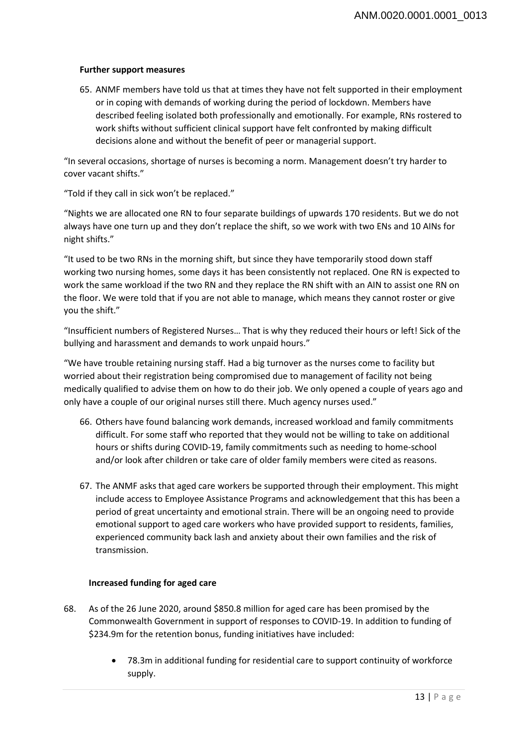**Further support measures**

65. ANMF members have told us that at times they have not felt supported in their employment or in coping with demands of working during the period of lockdown. Members have described feeling isolated both professionally and emotionally. For example, RNs rostered to work shifts without sufficient clinical support have felt confronted by making difficult decisions alone and without the benefit of peer or managerial support.

"In several occasions, shortage of nurses is becoming a norm. Management doesn't try harder to cover vacant shifts."

"Told if they call in sick won't be replaced."

"Nights we are allocated one RN to four separate buildings of upwards 170 residents. But we do not always have one turn up and they don't replace the shift, so we work with two ENs and 10 AINs for night shifts."

"It used to be two RNs in the morning shift, but since they have temporarily stood down staff working two nursing homes, some days it has been consistently not replaced. One RN is expected to work the same workload if the two RN and they replace the RN shift with an AIN to assist one RN on the floor. We were told that if you are not able to manage, which means they cannot roster or give you the shift."

"Insufficient numbers of Registered Nurses… That is why they reduced their hours or left! Sick of the bullying and harassment and demands to work unpaid hours."

"We have trouble retaining nursing staff. Had a big turnover as the nurses come to facility but worried about their registration being compromised due to management of facility not being medically qualified to advise them on how to do their job. We only opened a couple of years ago and only have a couple of our original nurses still there. Much agency nurses used."

66. Others have found balancing work demands, increased workload and family commitments difficult. For some staff who reported that they would not be willing to take on additional hours or shifts during COVID-19, family commitments such as needing to home-school and/or look after children or take care of older family members were cited as reasons.

67. The ANMF asks that aged care workers be supported through their employment. This might include access to Employee Assistance Programs and acknowledgement that this has been a period of great uncertainty and emotional strain. There will be an ongoing need to provide emotional support to aged care workers who have provided support to residents, families, experienced community back lash and anxiety about their own families and the risk of transmission.

**Increased funding for aged care**

68. As of the 26 June 2020, around $850.8 million for aged care has been promised by the Commonwealth Government in support of responses to COVID-19. In addition to funding of $234.9m for the retention bonus, funding initiatives have included:

- 78.3m in additional funding for residential care to support continuity of workforce supply.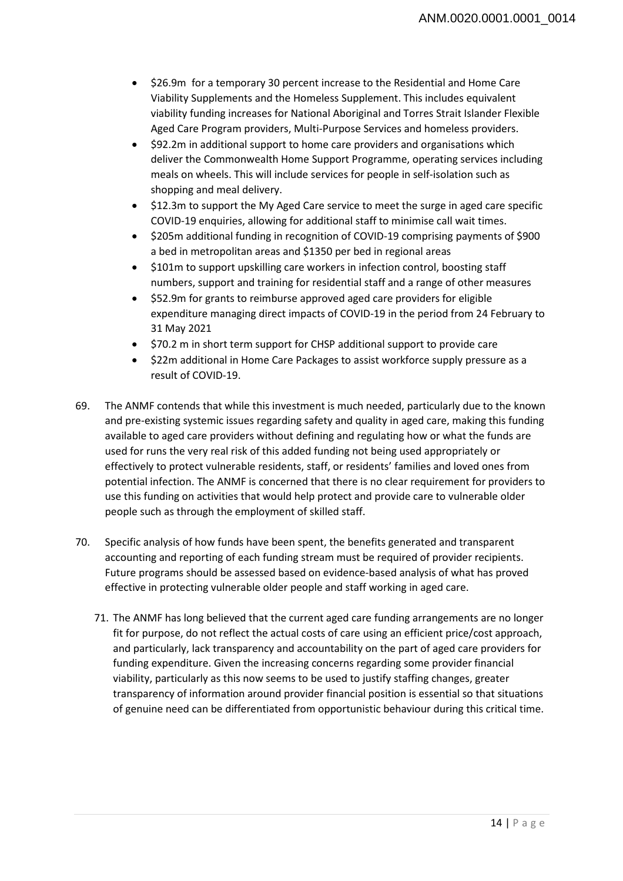- \$26.9m for a temporary 30 percent increase to the Residential and Home Care Viability Supplements and the Homeless Supplement. This includes equivalent viability funding increases for National Aboriginal and Torres Strait Islander Flexible Aged Care Program providers, Multi-Purpose Services and homeless providers.
- \$92.2m in additional support to home care providers and organisations which deliver the Commonwealth Home Support Programme, operating services including meals on wheels. This will include services for people in self-isolation such as shopping and meal delivery.
- \$12.3m to support the My Aged Care service to meet the surge in aged care specific COVID-19 enquiries, allowing for additional staff to minimise call wait times.
- \$205m additional funding in recognition of COVID-19 comprising payments of \$900 a bed in metropolitan areas and \$1350 per bed in regional areas
- \$101m to support upskilling care workers in infection control, boosting staff numbers, support and training for residential staff and a range of other measures
- \$52.9m for grants to reimburse approved aged care providers for eligible expenditure managing direct impacts of COVID-19 in the period from 24 February to 31 May 2021
- \$70.2 m in short term support for CHSP additional support to provide care
- \$22m additional in Home Care Packages to assist workforce supply pressure as a result of COVID-19.

69. The ANMF contends that while this investment is much needed, particularly due to the known and pre-existing systemic issues regarding safety and quality in aged care, making this funding available to aged care providers without defining and regulating how or what the funds are used for runs the very real risk of this added funding not being used appropriately or effectively to protect vulnerable residents, staff, or residents' families and loved ones from potential infection. The ANMF is concerned that there is no clear requirement for providers to use this funding on activities that would help protect and provide care to vulnerable older people such as through the employment of skilled staff.

70. Specific analysis of how funds have been spent, the benefits generated and transparent accounting and reporting of each funding stream must be required of provider recipients. Future programs should be assessed based on evidence-based analysis of what has proved effective in protecting vulnerable older people and staff working in aged care.

71. The ANMF has long believed that the current aged care funding arrangements are no longer fit for purpose, do not reflect the actual costs of care using an efficient price/cost approach, and particularly, lack transparency and accountability on the part of aged care providers for funding expenditure. Given the increasing concerns regarding some provider financial viability, particularly as this now seems to be used to justify staffing changes, greater transparency of information around provider financial position is essential so that situations of genuine need can be differentiated from opportunistic behaviour during this critical time.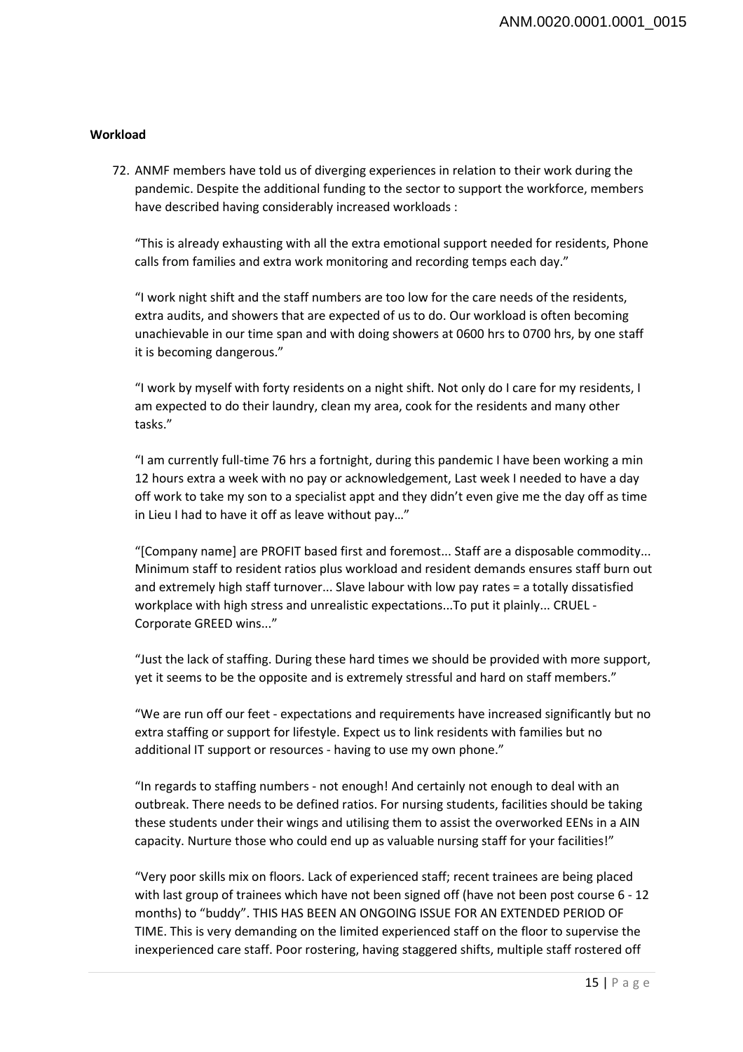**Workload**

72. ANMF members have told us of diverging experiences in relation to their work during the pandemic. Despite the additional funding to the sector to support the workforce, members have described having considerably increased workloads :

"This is already exhausting with all the extra emotional support needed for residents, Phone calls from families and extra work monitoring and recording temps each day."

"I work night shift and the staff numbers are too low for the care needs of the residents, extra audits, and showers that are expected of us to do. Our workload is often becoming unachievable in our time span and with doing showers at 0600 hrs to 0700 hrs, by one staff it is becoming dangerous."

"I work by myself with forty residents on a night shift. Not only do I care for my residents, I am expected to do their laundry, clean my area, cook for the residents and many other tasks."

"I am currently full-time 76 hrs a fortnight, during this pandemic I have been working a min 12 hours extra a week with no pay or acknowledgement, Last week I needed to have a day off work to take my son to a specialist appt and they didn't even give me the day off as time in Lieu I had to have it off as leave without pay…"

"[Company name] are PROFIT based first and foremost... Staff are a disposable commodity... Minimum staff to resident ratios plus workload and resident demands ensures staff burn out and extremely high staff turnover... Slave labour with low pay rates = a totally dissatisfied workplace with high stress and unrealistic expectations...To put it plainly... CRUEL - Corporate GREED wins..."

"Just the lack of staffing. During these hard times we should be provided with more support, yet it seems to be the opposite and is extremely stressful and hard on staff members."

"We are run off our feet - expectations and requirements have increased significantly but no extra staffing or support for lifestyle. Expect us to link residents with families but no additional IT support or resources - having to use my own phone."

"In regards to staffing numbers - not enough! And certainly not enough to deal with an outbreak. There needs to be defined ratios. For nursing students, facilities should be taking these students under their wings and utilising them to assist the overworked EENs in a AIN capacity. Nurture those who could end up as valuable nursing staff for your facilities!"

"Very poor skills mix on floors. Lack of experienced staff; recent trainees are being placed with last group of trainees which have not been signed off (have not been post course 6 - 12 months) to "buddy". THIS HAS BEEN AN ONGOING ISSUE FOR AN EXTENDED PERIOD OF TIME. This is very demanding on the limited experienced staff on the floor to supervise the inexperienced care staff. Poor rostering, having staggered shifts, multiple staff rostered off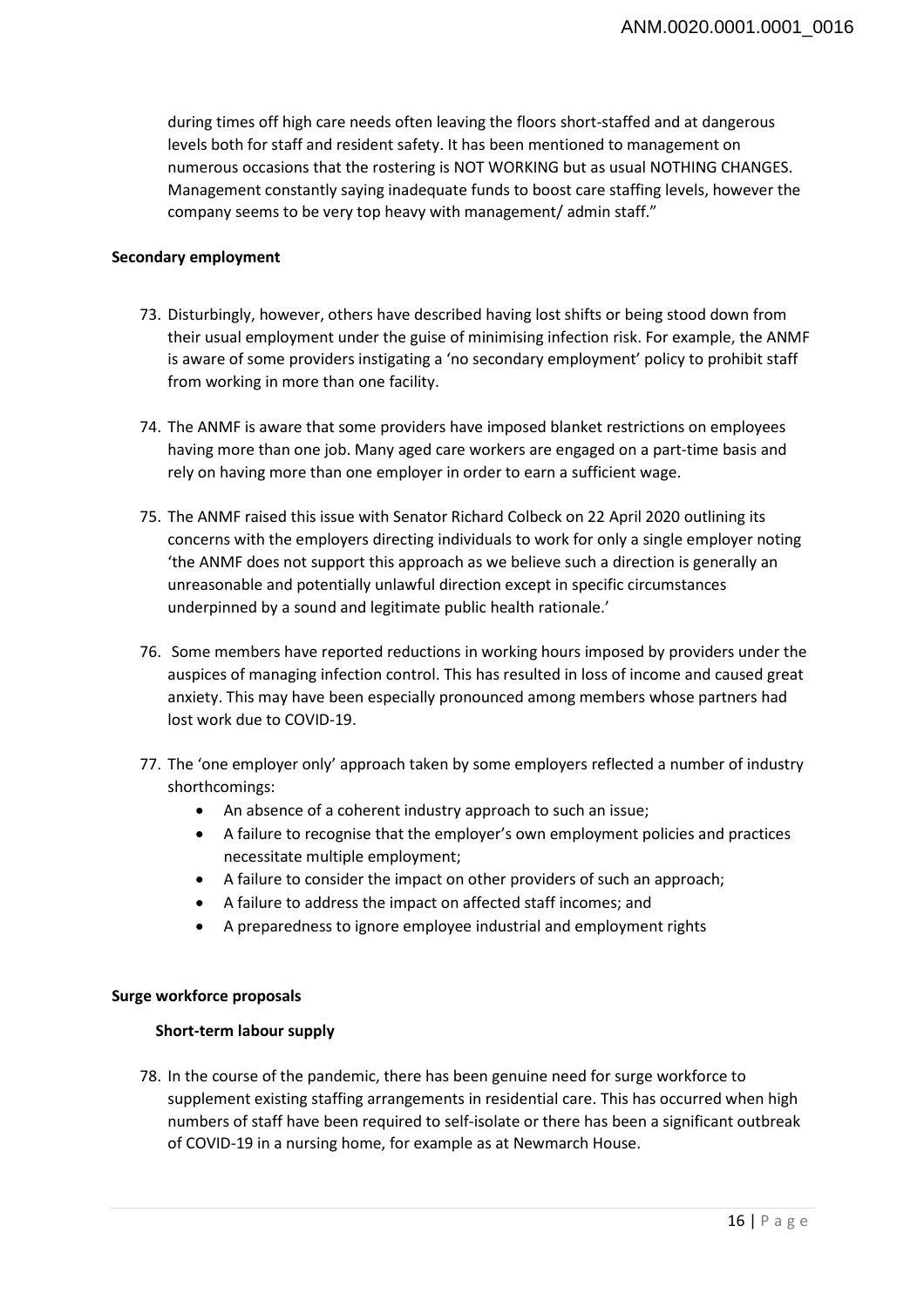during times off high care needs often leaving the floors short-staffed and at dangerous levels both for staff and resident safety. It has been mentioned to management on numerous occasions that the rostering is NOT WORKING but as usual NOTHING CHANGES. Management constantly saying inadequate funds to boost care staffing levels, however the company seems to be very top heavy with management/ admin staff."

**Secondary employment**

73. Disturbingly, however, others have described having lost shifts or being stood down from their usual employment under the guise of minimising infection risk. For example, the ANMF is aware of some providers instigating a 'no secondary employment' policy to prohibit staff from working in more than one facility.

74. The ANMF is aware that some providers have imposed blanket restrictions on employees having more than one job. Many aged care workers are engaged on a part-time basis and rely on having more than one employer in order to earn a sufficient wage.

75. The ANMF raised this issue with Senator Richard Colbeck on 22 April 2020 outlining its concerns with the employers directing individuals to work for only a single employer noting 'the ANMF does not support this approach as we believe such a direction is generally an unreasonable and potentially unlawful direction except in specific circumstances underpinned by a sound and legitimate public health rationale.'

76. Some members have reported reductions in working hours imposed by providers under the auspices of managing infection control. This has resulted in loss of income and caused great anxiety. This may have been especially pronounced among members whose partners had lost work due to COVID-19.

77. The 'one employer only' approach taken by some employers reflected a number of industry shorthcomings:
    - An absence of a coherent industry approach to such an issue;
    - A failure to recognise that the employer's own employment policies and practices necessitate multiple employment;
    - A failure to consider the impact on other providers of such an approach;
    - A failure to address the impact on affected staff incomes; and
    - A preparedness to ignore employee industrial and employment rights

**Surge workforce proposals**

**Short-term labour supply**

78. In the course of the pandemic, there has been genuine need for surge workforce to supplement existing staffing arrangements in residential care. This has occurred when high numbers of staff have been required to self-isolate or there has been a significant outbreak of COVID-19 in a nursing home, for example as at Newmarch House.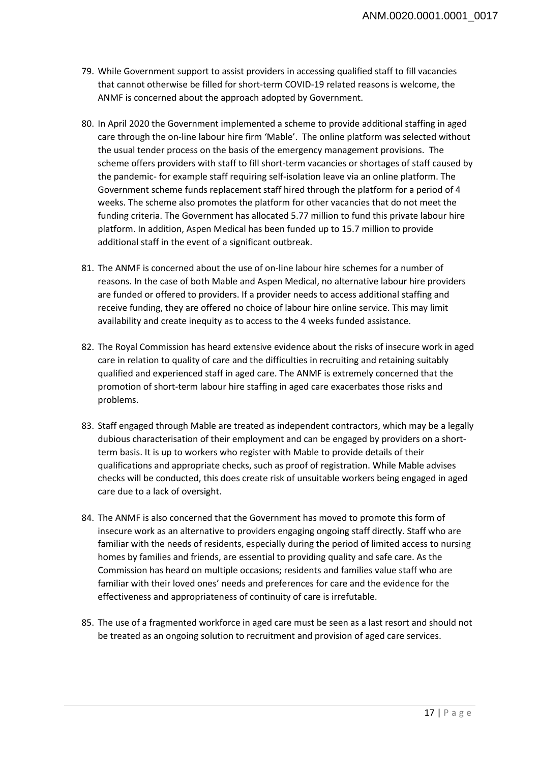79. While Government support to assist providers in accessing qualified staff to fill vacancies that cannot otherwise be filled for short-term COVID-19 related reasons is welcome, the ANMF is concerned about the approach adopted by Government.

80. In April 2020 the Government implemented a scheme to provide additional staffing in aged care through the on-line labour hire firm 'Mable'. The online platform was selected without the usual tender process on the basis of the emergency management provisions. The scheme offers providers with staff to fill short-term vacancies or shortages of staff caused by the pandemic- for example staff requiring self-isolation leave via an online platform. The Government scheme funds replacement staff hired through the platform for a period of 4 weeks. The scheme also promotes the platform for other vacancies that do not meet the funding criteria. The Government has allocated 5.77 million to fund this private labour hire platform. In addition, Aspen Medical has been funded up to 15.7 million to provide additional staff in the event of a significant outbreak.

81. The ANMF is concerned about the use of on-line labour hire schemes for a number of reasons. In the case of both Mable and Aspen Medical, no alternative labour hire providers are funded or offered to providers. If a provider needs to access additional staffing and receive funding, they are offered no choice of labour hire online service. This may limit availability and create inequity as to access to the 4 weeks funded assistance.

82. The Royal Commission has heard extensive evidence about the risks of insecure work in aged care in relation to quality of care and the difficulties in recruiting and retaining suitably qualified and experienced staff in aged care. The ANMF is extremely concerned that the promotion of short-term labour hire staffing in aged care exacerbates those risks and problems.

83. Staff engaged through Mable are treated as independent contractors, which may be a legally dubious characterisation of their employment and can be engaged by providers on a short-term basis. It is up to workers who register with Mable to provide details of their qualifications and appropriate checks, such as proof of registration. While Mable advises checks will be conducted, this does create risk of unsuitable workers being engaged in aged care due to a lack of oversight.

84. The ANMF is also concerned that the Government has moved to promote this form of insecure work as an alternative to providers engaging ongoing staff directly. Staff who are familiar with the needs of residents, especially during the period of limited access to nursing homes by families and friends, are essential to providing quality and safe care. As the Commission has heard on multiple occasions; residents and families value staff who are familiar with their loved ones' needs and preferences for care and the evidence for the effectiveness and appropriateness of continuity of care is irrefutable.

85. The use of a fragmented workforce in aged care must be seen as a last resort and should not be treated as an ongoing solution to recruitment and provision of aged care services.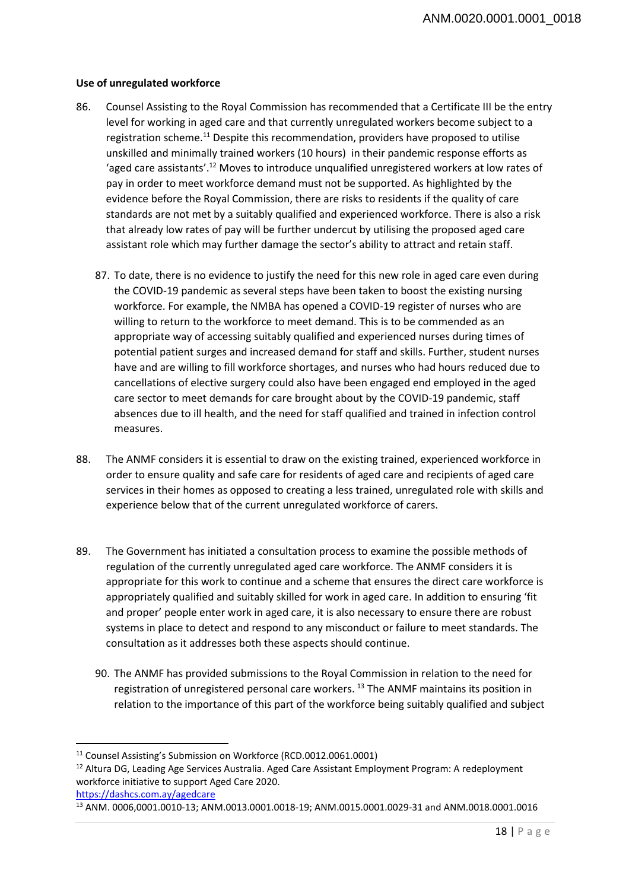**Use of unregulated workforce**

86. Counsel Assisting to the Royal Commission has recommended that a Certificate III be the entry level for working in aged care and that currently unregulated workers become subject to a registration scheme.[11] Despite this recommendation, providers have proposed to utilise unskilled and minimally trained workers (10 hours) in their pandemic response efforts as 'aged care assistants'.[12] Moves to introduce unqualified unregistered workers at low rates of pay in order to meet workforce demand must not be supported. As highlighted by the evidence before the Royal Commission, there are risks to residents if the quality of care standards are not met by a suitably qualified and experienced workforce. There is also a risk that already low rates of pay will be further undercut by utilising the proposed aged care assistant role which may further damage the sector's ability to attract and retain staff.

87. To date, there is no evidence to justify the need for this new role in aged care even during the COVID-19 pandemic as several steps have been taken to boost the existing nursing workforce. For example, the NMBA has opened a COVID-19 register of nurses who are willing to return to the workforce to meet demand. This is to be commended as an appropriate way of accessing suitably qualified and experienced nurses during times of potential patient surges and increased demand for staff and skills. Further, student nurses have and are willing to fill workforce shortages, and nurses who had hours reduced due to cancellations of elective surgery could also have been engaged end employed in the aged care sector to meet demands for care brought about by the COVID-19 pandemic, staff absences due to ill health, and the need for staff qualified and trained in infection control measures.

88. The ANMF considers it is essential to draw on the existing trained, experienced workforce in order to ensure quality and safe care for residents of aged care and recipients of aged care services in their homes as opposed to creating a less trained, unregulated role with skills and experience below that of the current unregulated workforce of carers.

89. The Government has initiated a consultation process to examine the possible methods of regulation of the currently unregulated aged care workforce. The ANMF considers it is appropriate for this work to continue and a scheme that ensures the direct care workforce is appropriately qualified and suitably skilled for work in aged care. In addition to ensuring 'fit and proper' people enter work in aged care, it is also necessary to ensure there are robust systems in place to detect and respond to any misconduct or failure to meet standards. The consultation as it addresses both these aspects should continue.

90. The ANMF has provided submissions to the Royal Commission in relation to the need for registration of unregistered personal care workers. [13] The ANMF maintains its position in relation to the importance of this part of the workforce being suitably qualified and subject

---

[11] Counsel Assisting's Submission on Workforce (RCD.0012.0061.0001)

[12] Altura DG, Leading Age Services Australia. Aged Care Assistant Employment Program: A redeployment workforce initiative to support Aged Care 2020. https://dashcs.com.ay/agedcare

[13] ANM. 0006,0001.0010-13; ANM.0013.0001.0018-19; ANM.0015.0001.0029-31 and ANM.0018.0001.0016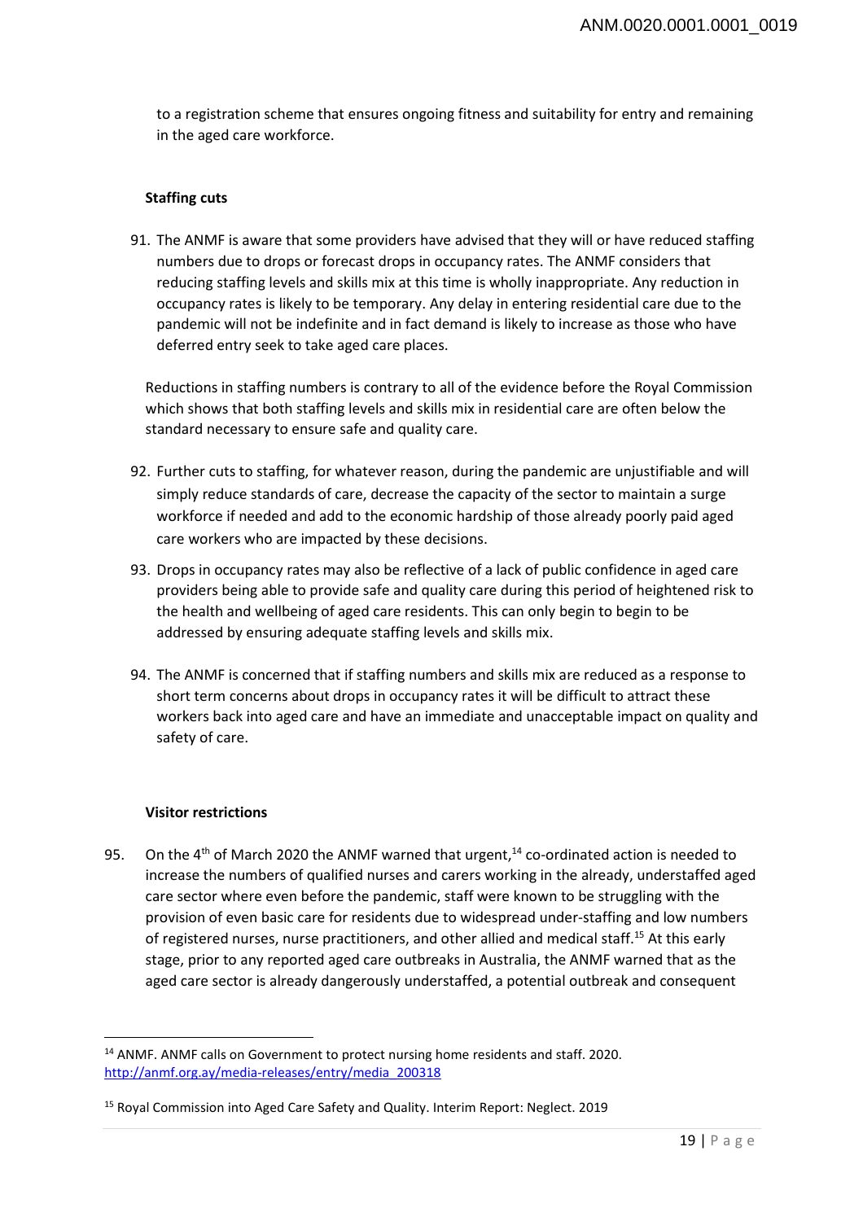to a registration scheme that ensures ongoing fitness and suitability for entry and remaining in the aged care workforce.

**Staffing cuts**

91. The ANMF is aware that some providers have advised that they will or have reduced staffing numbers due to drops or forecast drops in occupancy rates. The ANMF considers that reducing staffing levels and skills mix at this time is wholly inappropriate. Any reduction in occupancy rates is likely to be temporary. Any delay in entering residential care due to the pandemic will not be indefinite and in fact demand is likely to increase as those who have deferred entry seek to take aged care places.

    Reductions in staffing numbers is contrary to all of the evidence before the Royal Commission which shows that both staffing levels and skills mix in residential care are often below the standard necessary to ensure safe and quality care.

92. Further cuts to staffing, for whatever reason, during the pandemic are unjustifiable and will simply reduce standards of care, decrease the capacity of the sector to maintain a surge workforce if needed and add to the economic hardship of those already poorly paid aged care workers who are impacted by these decisions.

93. Drops in occupancy rates may also be reflective of a lack of public confidence in aged care providers being able to provide safe and quality care during this period of heightened risk to the health and wellbeing of aged care residents. This can only begin to begin to be addressed by ensuring adequate staffing levels and skills mix.

94. The ANMF is concerned that if staffing numbers and skills mix are reduced as a response to short term concerns about drops in occupancy rates it will be difficult to attract these workers back into aged care and have an immediate and unacceptable impact on quality and safety of care.

**Visitor restrictions**

95. On the 4th of March 2020 the ANMF warned that urgent,[14] co-ordinated action is needed to increase the numbers of qualified nurses and carers working in the already, understaffed aged care sector where even before the pandemic, staff were known to be struggling with the provision of even basic care for residents due to widespread under-staffing and low numbers of registered nurses, nurse practitioners, and other allied and medical staff.[15] At this early stage, prior to any reported aged care outbreaks in Australia, the ANMF warned that as the aged care sector is already dangerously understaffed, a potential outbreak and consequent

---

[14] ANMF. ANMF calls on Government to protect nursing home residents and staff. 2020. http://anmf.org.ay/media-releases/entry/media_200318

[15] Royal Commission into Aged Care Safety and Quality. Interim Report: Neglect. 2019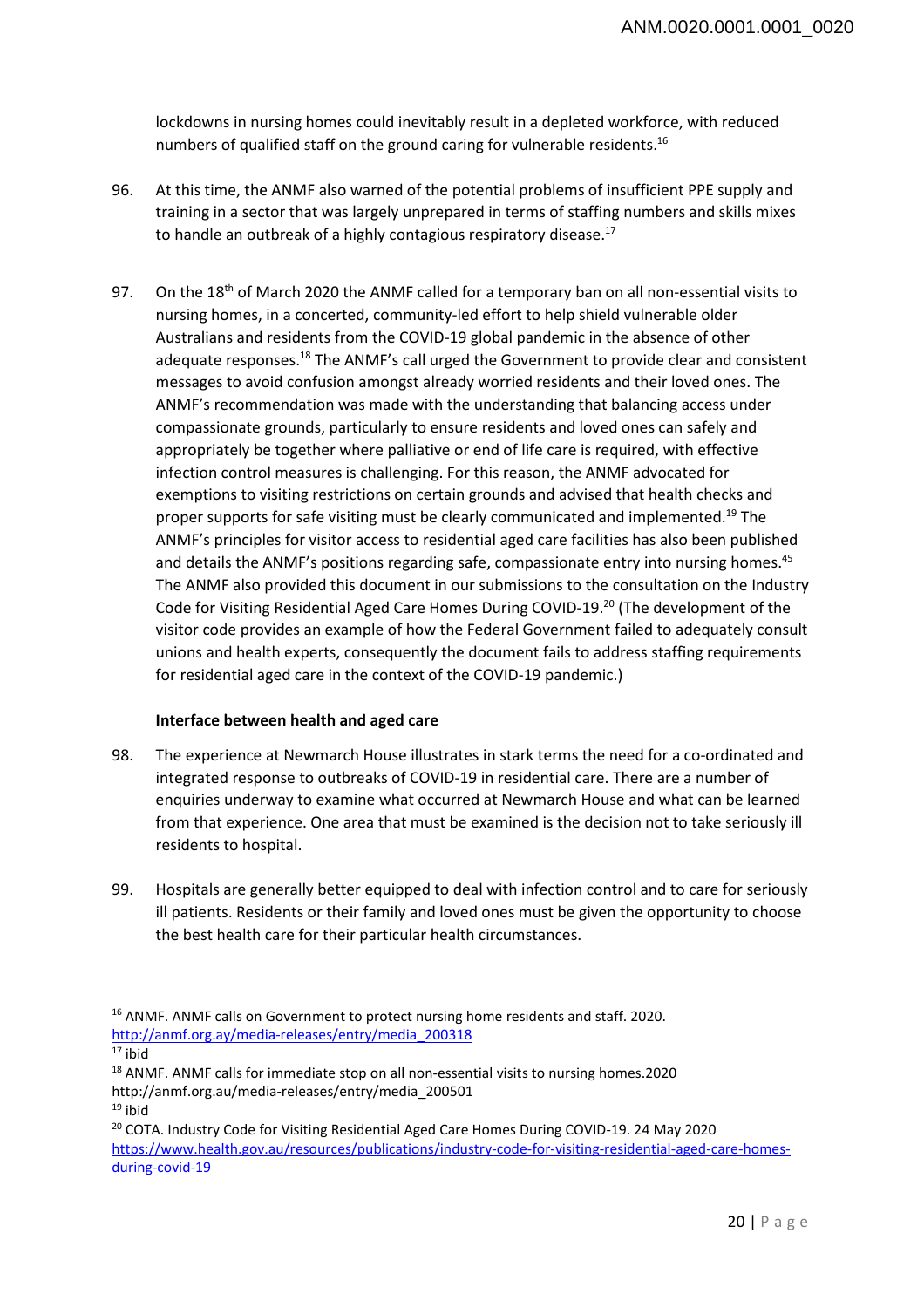lockdowns in nursing homes could inevitably result in a depleted workforce, with reduced numbers of qualified staff on the ground caring for vulnerable residents.[16]

96. At this time, the ANMF also warned of the potential problems of insufficient PPE supply and training in a sector that was largely unprepared in terms of staffing numbers and skills mixes to handle an outbreak of a highly contagious respiratory disease.[17]

97. On the 18th of March 2020 the ANMF called for a temporary ban on all non-essential visits to nursing homes, in a concerted, community-led effort to help shield vulnerable older Australians and residents from the COVID-19 global pandemic in the absence of other adequate responses.[18] The ANMF's call urged the Government to provide clear and consistent messages to avoid confusion amongst already worried residents and their loved ones. The ANMF's recommendation was made with the understanding that balancing access under compassionate grounds, particularly to ensure residents and loved ones can safely and appropriately be together where palliative or end of life care is required, with effective infection control measures is challenging. For this reason, the ANMF advocated for exemptions to visiting restrictions on certain grounds and advised that health checks and proper supports for safe visiting must be clearly communicated and implemented.[19] The ANMF's principles for visitor access to residential aged care facilities has also been published and details the ANMF's positions regarding safe, compassionate entry into nursing homes.[45] The ANMF also provided this document in our submissions to the consultation on the Industry Code for Visiting Residential Aged Care Homes During COVID-19.[20] (The development of the visitor code provides an example of how the Federal Government failed to adequately consult unions and health experts, consequently the document fails to address staffing requirements for residential aged care in the context of the COVID-19 pandemic.)

**Interface between health and aged care**

98. The experience at Newmarch House illustrates in stark terms the need for a co-ordinated and integrated response to outbreaks of COVID-19 in residential care. There are a number of enquiries underway to examine what occurred at Newmarch House and what can be learned from that experience. One area that must be examined is the decision not to take seriously ill residents to hospital.

99. Hospitals are generally better equipped to deal with infection control and to care for seriously ill patients. Residents or their family and loved ones must be given the opportunity to choose the best health care for their particular health circumstances.

---

[16] ANMF. ANMF calls on Government to protect nursing home residents and staff. 2020. http://anmf.org.ay/media-releases/entry/media_200318

[17] ibid

[18] ANMF. ANMF calls for immediate stop on all non-essential visits to nursing homes.2020 http://anmf.org.au/media-releases/entry/media_200501

[19] ibid

[20] COTA. Industry Code for Visiting Residential Aged Care Homes During COVID-19. 24 May 2020 https://www.health.gov.au/resources/publications/industry-code-for-visiting-residential-aged-care-homes-during-covid-19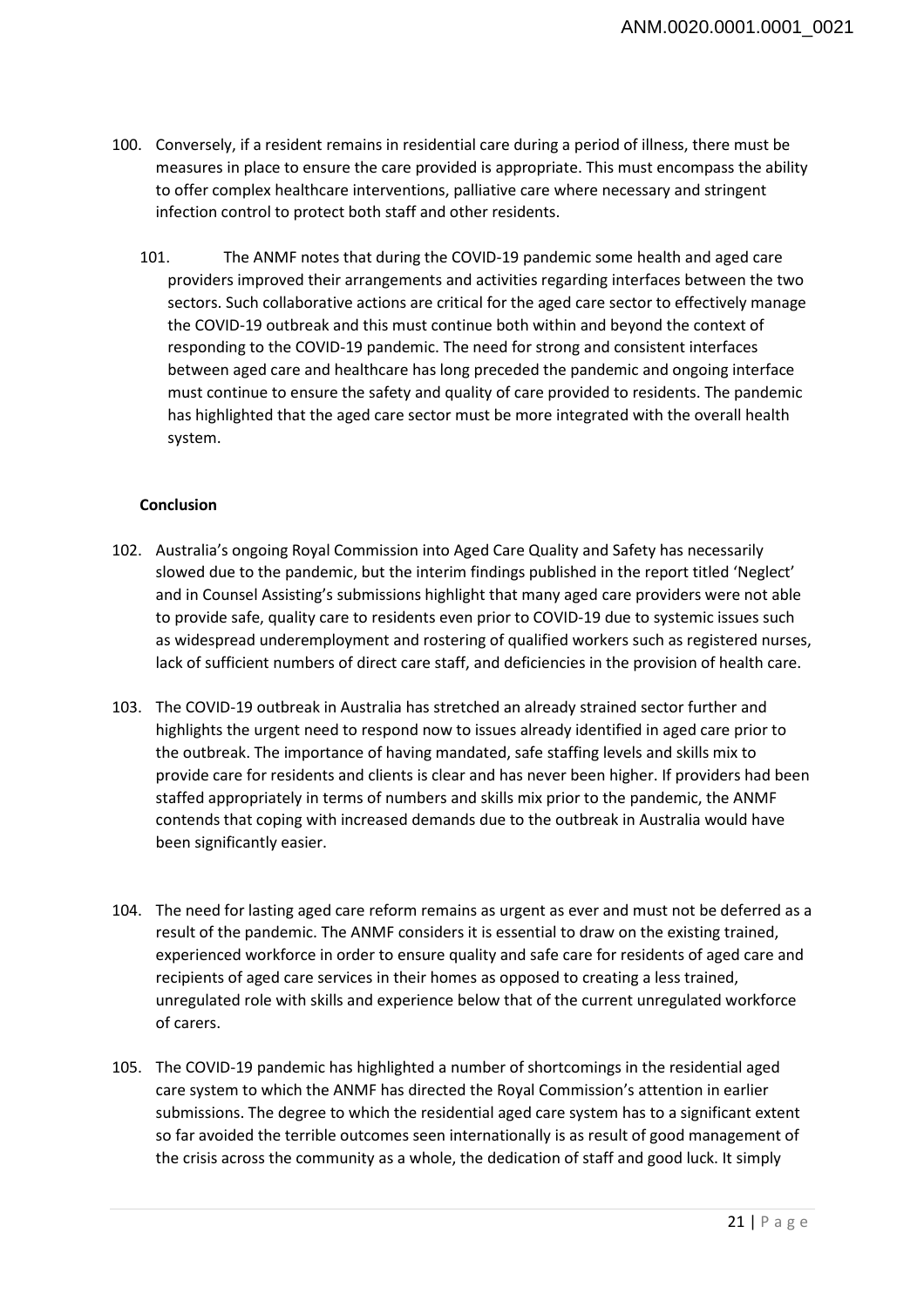100. Conversely, if a resident remains in residential care during a period of illness, there must be measures in place to ensure the care provided is appropriate. This must encompass the ability to offer complex healthcare interventions, palliative care where necessary and stringent infection control to protect both staff and other residents.

101. The ANMF notes that during the COVID-19 pandemic some health and aged care providers improved their arrangements and activities regarding interfaces between the two sectors. Such collaborative actions are critical for the aged care sector to effectively manage the COVID-19 outbreak and this must continue both within and beyond the context of responding to the COVID-19 pandemic. The need for strong and consistent interfaces between aged care and healthcare has long preceded the pandemic and ongoing interface must continue to ensure the safety and quality of care provided to residents. The pandemic has highlighted that the aged care sector must be more integrated with the overall health system.

**Conclusion**

102. Australia's ongoing Royal Commission into Aged Care Quality and Safety has necessarily slowed due to the pandemic, but the interim findings published in the report titled 'Neglect' and in Counsel Assisting's submissions highlight that many aged care providers were not able to provide safe, quality care to residents even prior to COVID-19 due to systemic issues such as widespread underemployment and rostering of qualified workers such as registered nurses, lack of sufficient numbers of direct care staff, and deficiencies in the provision of health care.

103. The COVID-19 outbreak in Australia has stretched an already strained sector further and highlights the urgent need to respond now to issues already identified in aged care prior to the outbreak. The importance of having mandated, safe staffing levels and skills mix to provide care for residents and clients is clear and has never been higher. If providers had been staffed appropriately in terms of numbers and skills mix prior to the pandemic, the ANMF contends that coping with increased demands due to the outbreak in Australia would have been significantly easier.

104. The need for lasting aged care reform remains as urgent as ever and must not be deferred as a result of the pandemic. The ANMF considers it is essential to draw on the existing trained, experienced workforce in order to ensure quality and safe care for residents of aged care and recipients of aged care services in their homes as opposed to creating a less trained, unregulated role with skills and experience below that of the current unregulated workforce of carers.

105. The COVID-19 pandemic has highlighted a number of shortcomings in the residential aged care system to which the ANMF has directed the Royal Commission's attention in earlier submissions. The degree to which the residential aged care system has to a significant extent so far avoided the terrible outcomes seen internationally is as result of good management of the crisis across the community as a whole, the dedication of staff and good luck. It simply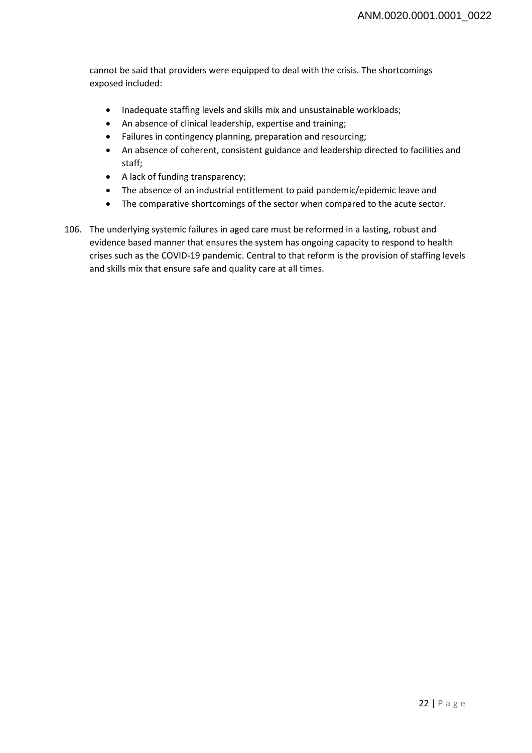cannot be said that providers were equipped to deal with the crisis. The shortcomings exposed included:

- Inadequate staffing levels and skills mix and unsustainable workloads;
- An absence of clinical leadership, expertise and training;
- Failures in contingency planning, preparation and resourcing;
- An absence of coherent, consistent guidance and leadership directed to facilities and staff;
- A lack of funding transparency;
- The absence of an industrial entitlement to paid pandemic/epidemic leave and
- The comparative shortcomings of the sector when compared to the acute sector.

106. The underlying systemic failures in aged care must be reformed in a lasting, robust and evidence based manner that ensures the system has ongoing capacity to respond to health crises such as the COVID-19 pandemic. Central to that reform is the provision of staffing levels and skills mix that ensure safe and quality care at all times.